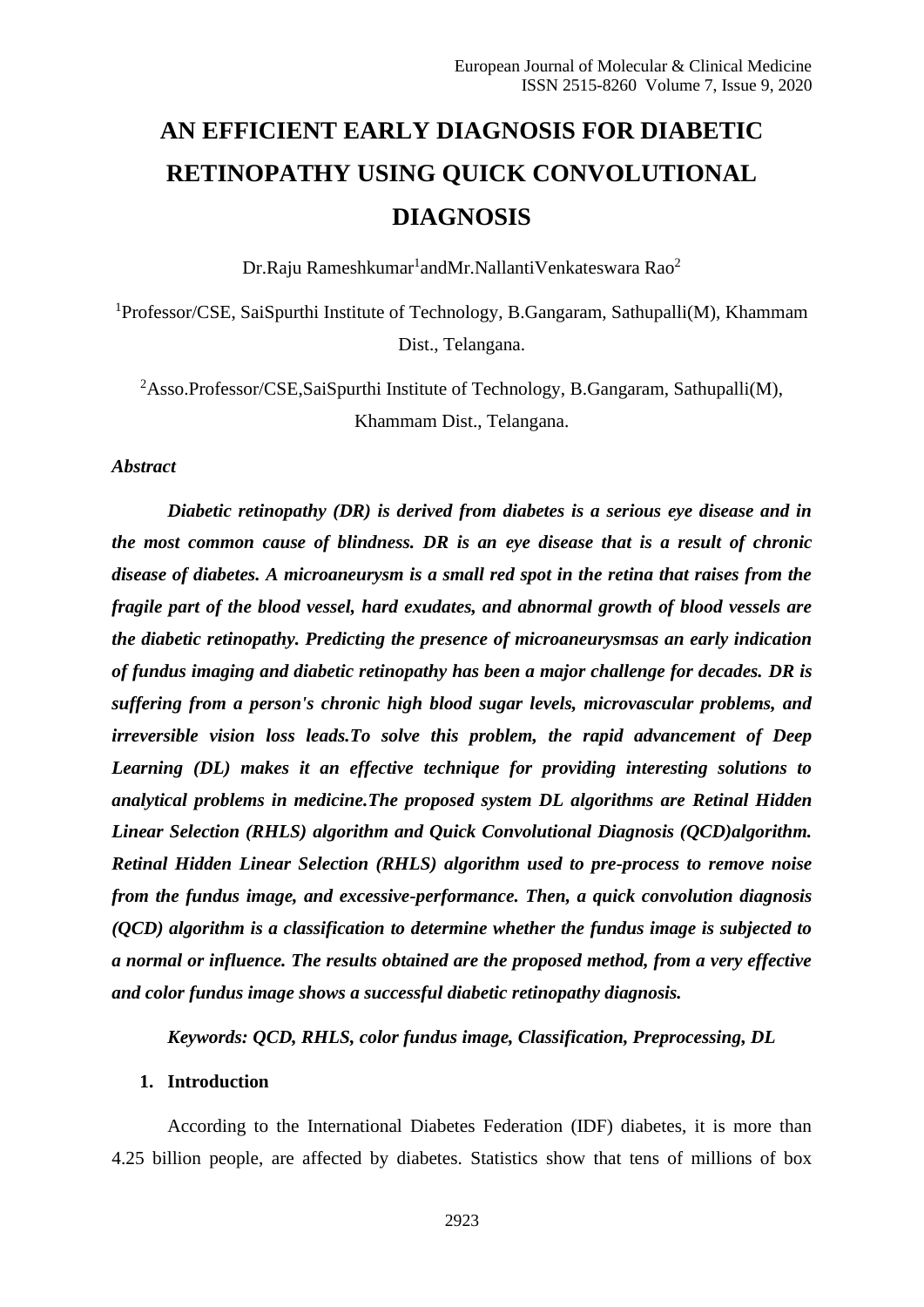# AN EFFICIENT EARLY DIAGNOSIS FOR DIABETIC RETINOPATHY USING QUICK CONVOLUTIONAL DIAGNOSIS

Dr.Raju Rameshkumar[1]andMr.NallantiVenkateswara Rao[2]

[1]Professor/CSE, SaiSpurthi Institute of Technology, B.Gangaram, Sathupalli(M), Khammam Dist., Telangana.

[2]Asso.Professor/CSE,SaiSpurthi Institute of Technology, B.Gangaram, Sathupalli(M), Khammam Dist., Telangana.

***Abstract***

***Diabetic retinopathy (DR) is derived from diabetes is a serious eye disease and in the most common cause of blindness. DR is an eye disease that is a result of chronic disease of diabetes. A microaneurysm is a small red spot in the retina that raises from the fragile part of the blood vessel, hard exudates, and abnormal growth of blood vessels are the diabetic retinopathy. Predicting the presence of microaneurysmsas an early indication of fundus imaging and diabetic retinopathy has been a major challenge for decades. DR is suffering from a person's chronic high blood sugar levels, microvascular problems, and irreversible vision loss leads.To solve this problem, the rapid advancement of Deep Learning (DL) makes it an effective technique for providing interesting solutions to analytical problems in medicine.The proposed system DL algorithms are Retinal Hidden Linear Selection (RHLS) algorithm and Quick Convolutional Diagnosis (QCD)algorithm. Retinal Hidden Linear Selection (RHLS) algorithm used to pre-process to remove noise from the fundus image, and excessive-performance. Then, a quick convolution diagnosis (QCD) algorithm is a classification to determine whether the fundus image is subjected to a normal or influence. The results obtained are the proposed method, from a very effective and color fundus image shows a successful diabetic retinopathy diagnosis.***

***Keywords: QCD, RHLS, color fundus image, Classification, Preprocessing, DL***

## 1. Introduction

According to the International Diabetes Federation (IDF) diabetes, it is more than 4.25 billion people, are affected by diabetes. Statistics show that tens of millions of box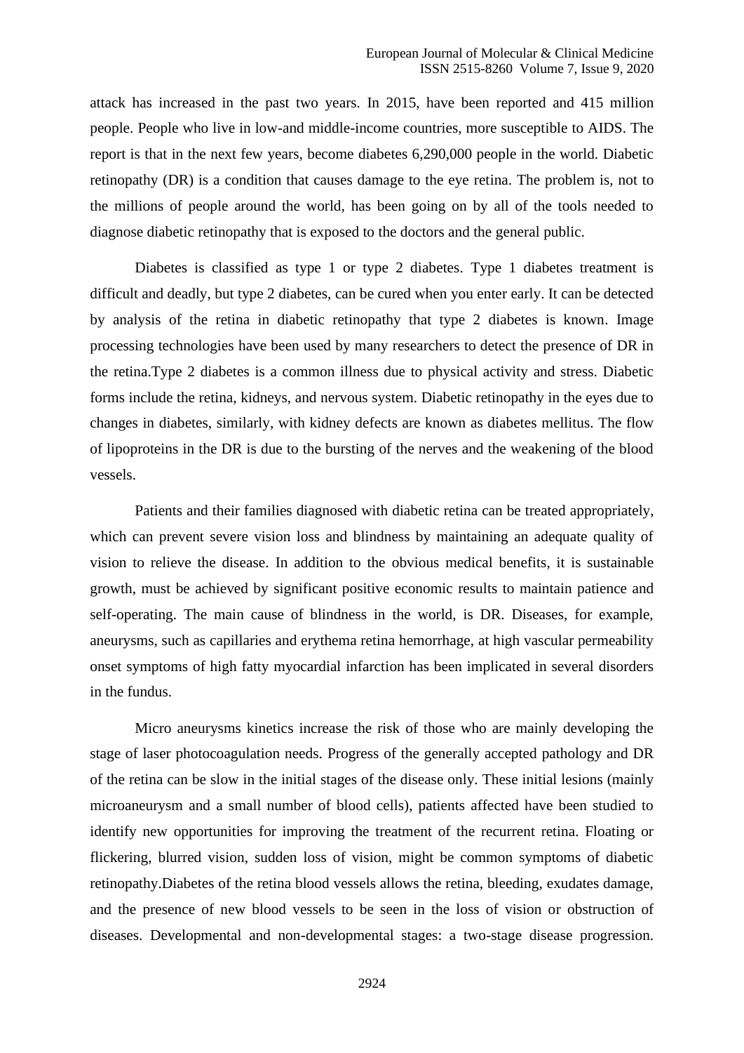attack has increased in the past two years. In 2015, have been reported and 415 million people. People who live in low-and middle-income countries, more susceptible to AIDS. The report is that in the next few years, become diabetes 6,290,000 people in the world. Diabetic retinopathy (DR) is a condition that causes damage to the eye retina. The problem is, not to the millions of people around the world, has been going on by all of the tools needed to diagnose diabetic retinopathy that is exposed to the doctors and the general public.

Diabetes is classified as type 1 or type 2 diabetes. Type 1 diabetes treatment is difficult and deadly, but type 2 diabetes, can be cured when you enter early. It can be detected by analysis of the retina in diabetic retinopathy that type 2 diabetes is known. Image processing technologies have been used by many researchers to detect the presence of DR in the retina.Type 2 diabetes is a common illness due to physical activity and stress. Diabetic forms include the retina, kidneys, and nervous system. Diabetic retinopathy in the eyes due to changes in diabetes, similarly, with kidney defects are known as diabetes mellitus. The flow of lipoproteins in the DR is due to the bursting of the nerves and the weakening of the blood vessels.

Patients and their families diagnosed with diabetic retina can be treated appropriately, which can prevent severe vision loss and blindness by maintaining an adequate quality of vision to relieve the disease. In addition to the obvious medical benefits, it is sustainable growth, must be achieved by significant positive economic results to maintain patience and self-operating. The main cause of blindness in the world, is DR. Diseases, for example, aneurysms, such as capillaries and erythema retina hemorrhage, at high vascular permeability onset symptoms of high fatty myocardial infarction has been implicated in several disorders in the fundus.

Micro aneurysms kinetics increase the risk of those who are mainly developing the stage of laser photocoagulation needs. Progress of the generally accepted pathology and DR of the retina can be slow in the initial stages of the disease only. These initial lesions (mainly microaneurysm and a small number of blood cells), patients affected have been studied to identify new opportunities for improving the treatment of the recurrent retina. Floating or flickering, blurred vision, sudden loss of vision, might be common symptoms of diabetic retinopathy.Diabetes of the retina blood vessels allows the retina, bleeding, exudates damage, and the presence of new blood vessels to be seen in the loss of vision or obstruction of diseases. Developmental and non-developmental stages: a two-stage disease progression.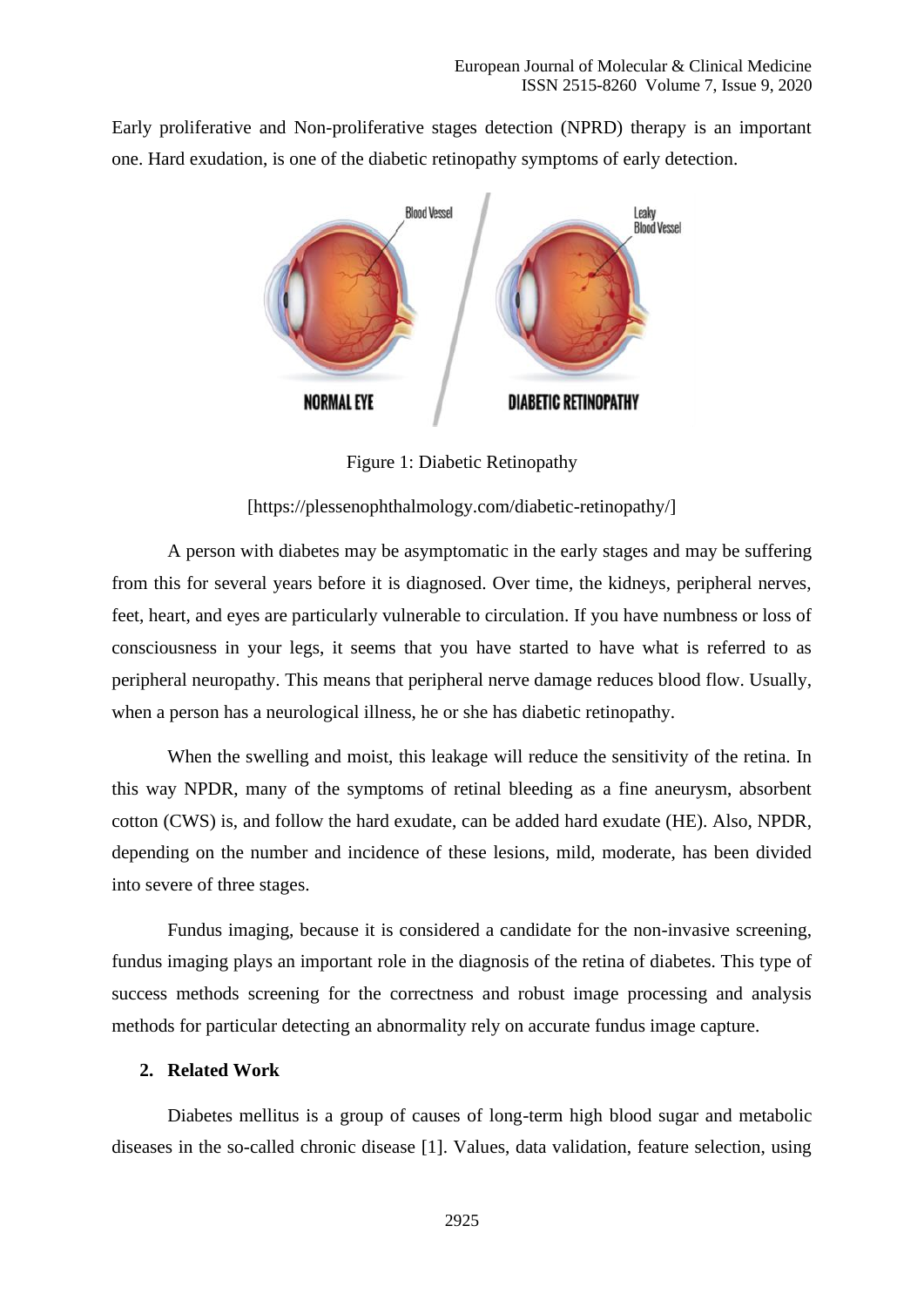Early proliferative and Non-proliferative stages detection (NPRD) therapy is an important one. Hard exudation, is one of the diabetic retinopathy symptoms of early detection.

Figure 1: Diabetic Retinopathy

[https://plessenophthalmology.com/diabetic-retinopathy/]

A person with diabetes may be asymptomatic in the early stages and may be suffering from this for several years before it is diagnosed. Over time, the kidneys, peripheral nerves, feet, heart, and eyes are particularly vulnerable to circulation. If you have numbness or loss of consciousness in your legs, it seems that you have started to have what is referred to as peripheral neuropathy. This means that peripheral nerve damage reduces blood flow. Usually, when a person has a neurological illness, he or she has diabetic retinopathy.

When the swelling and moist, this leakage will reduce the sensitivity of the retina. In this way NPDR, many of the symptoms of retinal bleeding as a fine aneurysm, absorbent cotton (CWS) is, and follow the hard exudate, can be added hard exudate (HE). Also, NPDR, depending on the number and incidence of these lesions, mild, moderate, has been divided into severe of three stages.

Fundus imaging, because it is considered a candidate for the non-invasive screening, fundus imaging plays an important role in the diagnosis of the retina of diabetes. This type of success methods screening for the correctness and robust image processing and analysis methods for particular detecting an abnormality rely on accurate fundus image capture.

## 2. Related Work

Diabetes mellitus is a group of causes of long-term high blood sugar and metabolic diseases in the so-called chronic disease [1]. Values, data validation, feature selection, using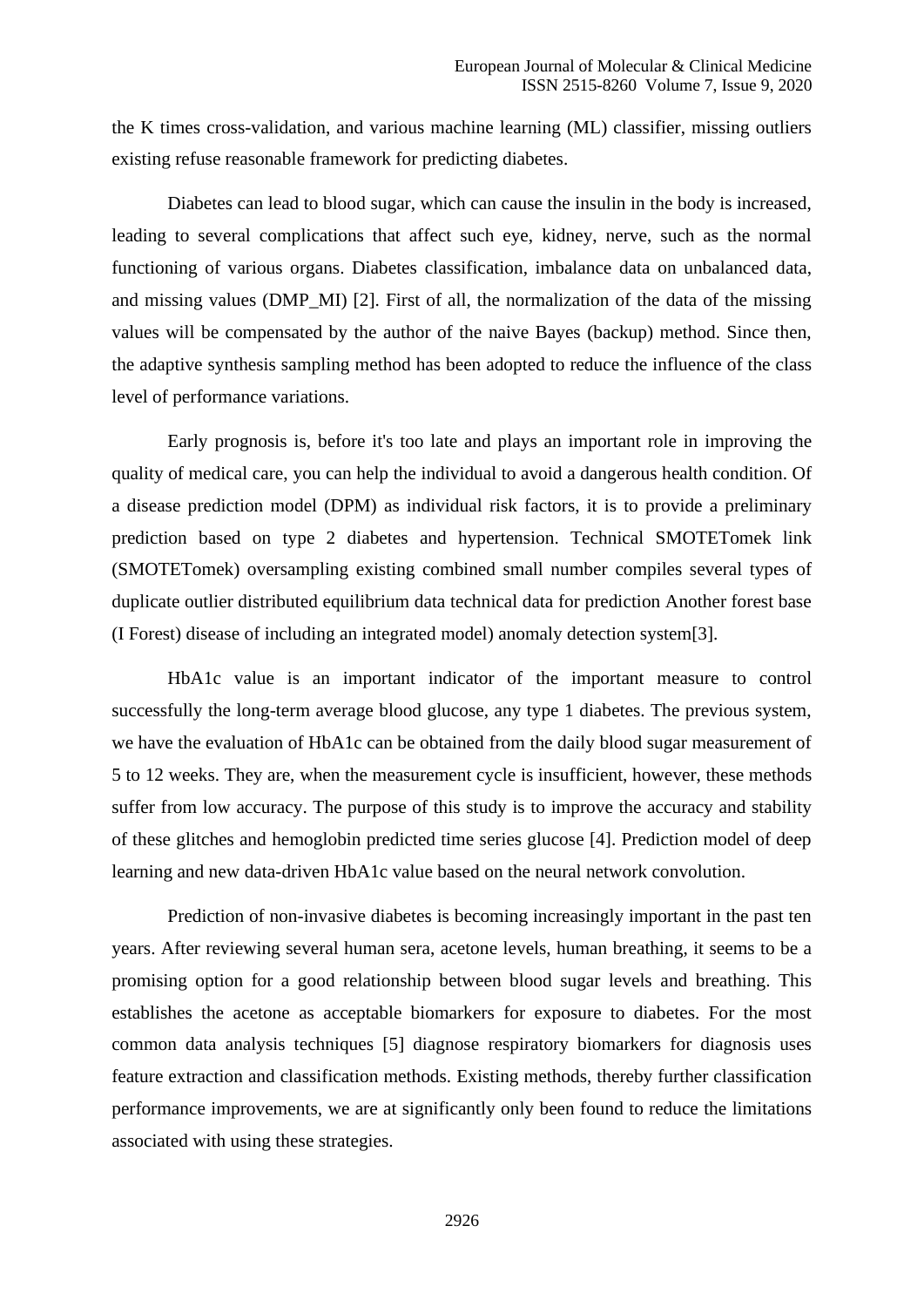the K times cross-validation, and various machine learning (ML) classifier, missing outliers existing refuse reasonable framework for predicting diabetes.

Diabetes can lead to blood sugar, which can cause the insulin in the body is increased, leading to several complications that affect such eye, kidney, nerve, such as the normal functioning of various organs. Diabetes classification, imbalance data on unbalanced data, and missing values (DMP_MI) [2]. First of all, the normalization of the data of the missing values will be compensated by the author of the naive Bayes (backup) method. Since then, the adaptive synthesis sampling method has been adopted to reduce the influence of the class level of performance variations.

Early prognosis is, before it's too late and plays an important role in improving the quality of medical care, you can help the individual to avoid a dangerous health condition. Of a disease prediction model (DPM) as individual risk factors, it is to provide a preliminary prediction based on type 2 diabetes and hypertension. Technical SMOTETomek link (SMOTETomek) oversampling existing combined small number compiles several types of duplicate outlier distributed equilibrium data technical data for prediction Another forest base (I Forest) disease of including an integrated model) anomaly detection system[3].

HbA1c value is an important indicator of the important measure to control successfully the long-term average blood glucose, any type 1 diabetes. The previous system, we have the evaluation of HbA1c can be obtained from the daily blood sugar measurement of 5 to 12 weeks. They are, when the measurement cycle is insufficient, however, these methods suffer from low accuracy. The purpose of this study is to improve the accuracy and stability of these glitches and hemoglobin predicted time series glucose [4]. Prediction model of deep learning and new data-driven HbA1c value based on the neural network convolution.

Prediction of non-invasive diabetes is becoming increasingly important in the past ten years. After reviewing several human sera, acetone levels, human breathing, it seems to be a promising option for a good relationship between blood sugar levels and breathing. This establishes the acetone as acceptable biomarkers for exposure to diabetes. For the most common data analysis techniques [5] diagnose respiratory biomarkers for diagnosis uses feature extraction and classification methods. Existing methods, thereby further classification performance improvements, we are at significantly only been found to reduce the limitations associated with using these strategies.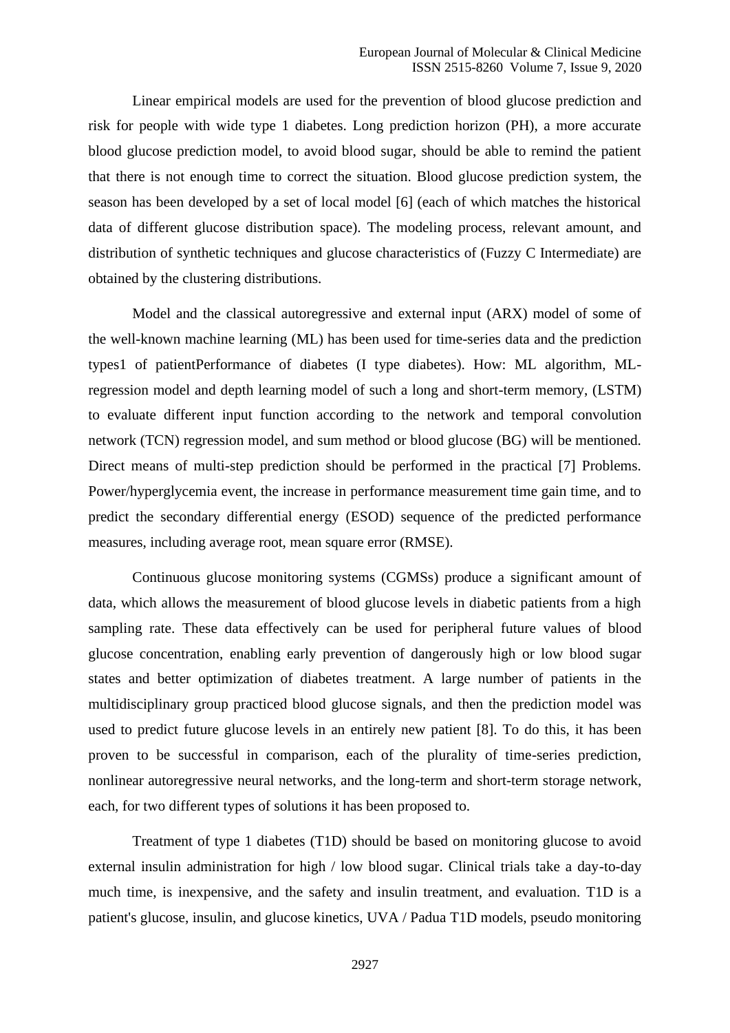Linear empirical models are used for the prevention of blood glucose prediction and risk for people with wide type 1 diabetes. Long prediction horizon (PH), a more accurate blood glucose prediction model, to avoid blood sugar, should be able to remind the patient that there is not enough time to correct the situation. Blood glucose prediction system, the season has been developed by a set of local model [6] (each of which matches the historical data of different glucose distribution space). The modeling process, relevant amount, and distribution of synthetic techniques and glucose characteristics of (Fuzzy C Intermediate) are obtained by the clustering distributions.

Model and the classical autoregressive and external input (ARX) model of some of the well-known machine learning (ML) has been used for time-series data and the prediction types1 of patientPerformance of diabetes (I type diabetes). How: ML algorithm, ML-regression model and depth learning model of such a long and short-term memory, (LSTM) to evaluate different input function according to the network and temporal convolution network (TCN) regression model, and sum method or blood glucose (BG) will be mentioned. Direct means of multi-step prediction should be performed in the practical [7] Problems. Power/hyperglycemia event, the increase in performance measurement time gain time, and to predict the secondary differential energy (ESOD) sequence of the predicted performance measures, including average root, mean square error (RMSE).

Continuous glucose monitoring systems (CGMSs) produce a significant amount of data, which allows the measurement of blood glucose levels in diabetic patients from a high sampling rate. These data effectively can be used for peripheral future values of blood glucose concentration, enabling early prevention of dangerously high or low blood sugar states and better optimization of diabetes treatment. A large number of patients in the multidisciplinary group practiced blood glucose signals, and then the prediction model was used to predict future glucose levels in an entirely new patient [8]. To do this, it has been proven to be successful in comparison, each of the plurality of time-series prediction, nonlinear autoregressive neural networks, and the long-term and short-term storage network, each, for two different types of solutions it has been proposed to.

Treatment of type 1 diabetes (T1D) should be based on monitoring glucose to avoid external insulin administration for high / low blood sugar. Clinical trials take a day-to-day much time, is inexpensive, and the safety and insulin treatment, and evaluation. T1D is a patient's glucose, insulin, and glucose kinetics, UVA / Padua T1D models, pseudo monitoring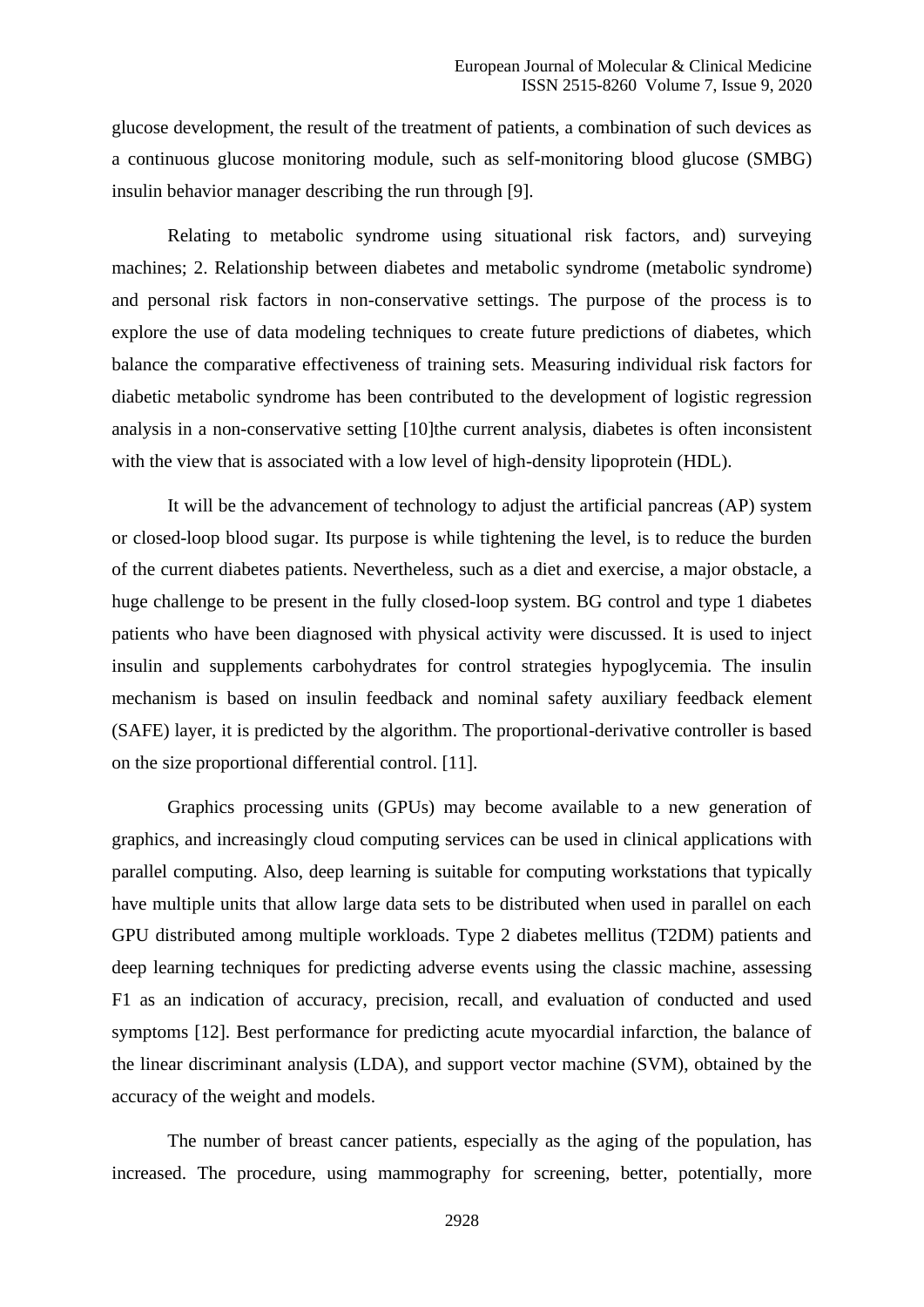glucose development, the result of the treatment of patients, a combination of such devices as a continuous glucose monitoring module, such as self-monitoring blood glucose (SMBG) insulin behavior manager describing the run through [9].

Relating to metabolic syndrome using situational risk factors, and) surveying machines; 2. Relationship between diabetes and metabolic syndrome (metabolic syndrome) and personal risk factors in non-conservative settings. The purpose of the process is to explore the use of data modeling techniques to create future predictions of diabetes, which balance the comparative effectiveness of training sets. Measuring individual risk factors for diabetic metabolic syndrome has been contributed to the development of logistic regression analysis in a non-conservative setting [10]the current analysis, diabetes is often inconsistent with the view that is associated with a low level of high-density lipoprotein (HDL).

It will be the advancement of technology to adjust the artificial pancreas (AP) system or closed-loop blood sugar. Its purpose is while tightening the level, is to reduce the burden of the current diabetes patients. Nevertheless, such as a diet and exercise, a major obstacle, a huge challenge to be present in the fully closed-loop system. BG control and type 1 diabetes patients who have been diagnosed with physical activity were discussed. It is used to inject insulin and supplements carbohydrates for control strategies hypoglycemia. The insulin mechanism is based on insulin feedback and nominal safety auxiliary feedback element (SAFE) layer, it is predicted by the algorithm. The proportional-derivative controller is based on the size proportional differential control. [11].

Graphics processing units (GPUs) may become available to a new generation of graphics, and increasingly cloud computing services can be used in clinical applications with parallel computing. Also, deep learning is suitable for computing workstations that typically have multiple units that allow large data sets to be distributed when used in parallel on each GPU distributed among multiple workloads. Type 2 diabetes mellitus (T2DM) patients and deep learning techniques for predicting adverse events using the classic machine, assessing F1 as an indication of accuracy, precision, recall, and evaluation of conducted and used symptoms [12]. Best performance for predicting acute myocardial infarction, the balance of the linear discriminant analysis (LDA), and support vector machine (SVM), obtained by the accuracy of the weight and models.

The number of breast cancer patients, especially as the aging of the population, has increased. The procedure, using mammography for screening, better, potentially, more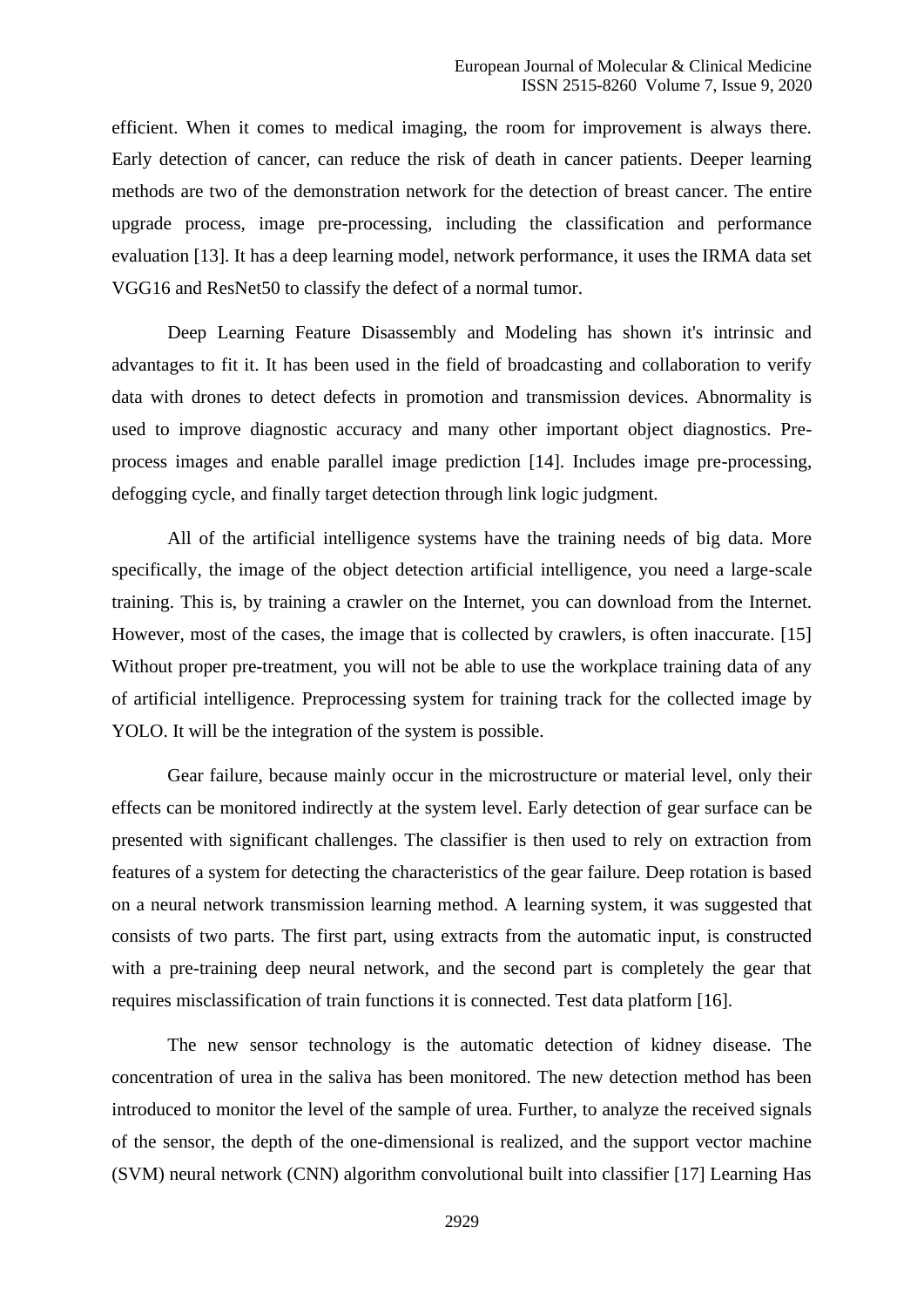efficient. When it comes to medical imaging, the room for improvement is always there. Early detection of cancer, can reduce the risk of death in cancer patients. Deeper learning methods are two of the demonstration network for the detection of breast cancer. The entire upgrade process, image pre-processing, including the classification and performance evaluation [13]. It has a deep learning model, network performance, it uses the IRMA data set VGG16 and ResNet50 to classify the defect of a normal tumor.

Deep Learning Feature Disassembly and Modeling has shown it's intrinsic and advantages to fit it. It has been used in the field of broadcasting and collaboration to verify data with drones to detect defects in promotion and transmission devices. Abnormality is used to improve diagnostic accuracy and many other important object diagnostics. Pre-process images and enable parallel image prediction [14]. Includes image pre-processing, defogging cycle, and finally target detection through link logic judgment.

All of the artificial intelligence systems have the training needs of big data. More specifically, the image of the object detection artificial intelligence, you need a large-scale training. This is, by training a crawler on the Internet, you can download from the Internet. However, most of the cases, the image that is collected by crawlers, is often inaccurate. [15] Without proper pre-treatment, you will not be able to use the workplace training data of any of artificial intelligence. Preprocessing system for training track for the collected image by YOLO. It will be the integration of the system is possible.

Gear failure, because mainly occur in the microstructure or material level, only their effects can be monitored indirectly at the system level. Early detection of gear surface can be presented with significant challenges. The classifier is then used to rely on extraction from features of a system for detecting the characteristics of the gear failure. Deep rotation is based on a neural network transmission learning method. A learning system, it was suggested that consists of two parts. The first part, using extracts from the automatic input, is constructed with a pre-training deep neural network, and the second part is completely the gear that requires misclassification of train functions it is connected. Test data platform [16].

The new sensor technology is the automatic detection of kidney disease. The concentration of urea in the saliva has been monitored. The new detection method has been introduced to monitor the level of the sample of urea. Further, to analyze the received signals of the sensor, the depth of the one-dimensional is realized, and the support vector machine (SVM) neural network (CNN) algorithm convolutional built into classifier [17] Learning Has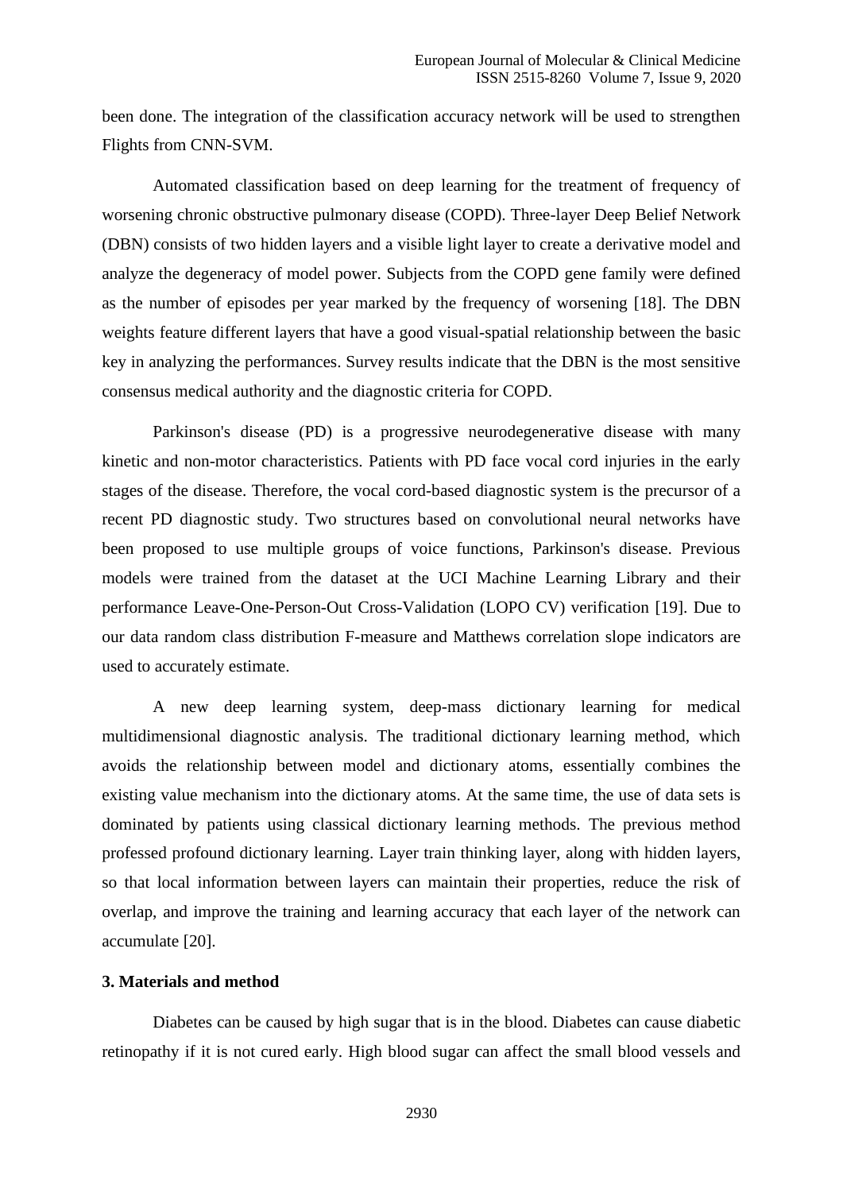been done. The integration of the classification accuracy network will be used to strengthen Flights from CNN-SVM.

Automated classification based on deep learning for the treatment of frequency of worsening chronic obstructive pulmonary disease (COPD). Three-layer Deep Belief Network (DBN) consists of two hidden layers and a visible light layer to create a derivative model and analyze the degeneracy of model power. Subjects from the COPD gene family were defined as the number of episodes per year marked by the frequency of worsening [18]. The DBN weights feature different layers that have a good visual-spatial relationship between the basic key in analyzing the performances. Survey results indicate that the DBN is the most sensitive consensus medical authority and the diagnostic criteria for COPD.

Parkinson's disease (PD) is a progressive neurodegenerative disease with many kinetic and non-motor characteristics. Patients with PD face vocal cord injuries in the early stages of the disease. Therefore, the vocal cord-based diagnostic system is the precursor of a recent PD diagnostic study. Two structures based on convolutional neural networks have been proposed to use multiple groups of voice functions, Parkinson's disease. Previous models were trained from the dataset at the UCI Machine Learning Library and their performance Leave-One-Person-Out Cross-Validation (LOPO CV) verification [19]. Due to our data random class distribution F-measure and Matthews correlation slope indicators are used to accurately estimate.

A new deep learning system, deep-mass dictionary learning for medical multidimensional diagnostic analysis. The traditional dictionary learning method, which avoids the relationship between model and dictionary atoms, essentially combines the existing value mechanism into the dictionary atoms. At the same time, the use of data sets is dominated by patients using classical dictionary learning methods. The previous method professed profound dictionary learning. Layer train thinking layer, along with hidden layers, so that local information between layers can maintain their properties, reduce the risk of overlap, and improve the training and learning accuracy that each layer of the network can accumulate [20].

### 3. Materials and method

Diabetes can be caused by high sugar that is in the blood. Diabetes can cause diabetic retinopathy if it is not cured early. High blood sugar can affect the small blood vessels and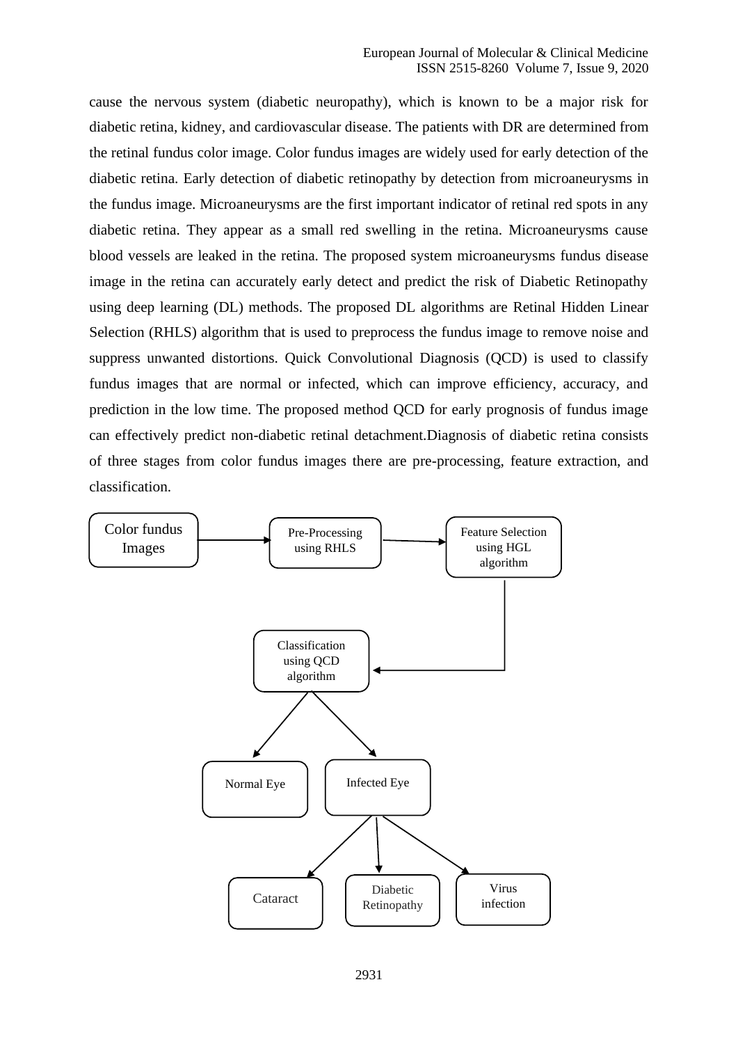cause the nervous system (diabetic neuropathy), which is known to be a major risk for diabetic retina, kidney, and cardiovascular disease. The patients with DR are determined from the retinal fundus color image. Color fundus images are widely used for early detection of the diabetic retina. Early detection of diabetic retinopathy by detection from microaneurysms in the fundus image. Microaneurysms are the first important indicator of retinal red spots in any diabetic retina. They appear as a small red swelling in the retina. Microaneurysms cause blood vessels are leaked in the retina. The proposed system microaneurysms fundus disease image in the retina can accurately early detect and predict the risk of Diabetic Retinopathy using deep learning (DL) methods. The proposed DL algorithms are Retinal Hidden Linear Selection (RHLS) algorithm that is used to preprocess the fundus image to remove noise and suppress unwanted distortions. Quick Convolutional Diagnosis (QCD) is used to classify fundus images that are normal or infected, which can improve efficiency, accuracy, and prediction in the low time. The proposed method QCD for early prognosis of fundus image can effectively predict non-diabetic retinal detachment.Diagnosis of diabetic retina consists of three stages from color fundus images there are pre-processing, feature extraction, and classification.

Color fundus Images → Pre-Processing using RHLS → Feature Selection using HGL algorithm → Classification using QCD algorithm

Classification using QCD algorithm → Normal Eye / Infected Eye

Infected Eye → Cataract / Diabetic Retinopathy / Virus infection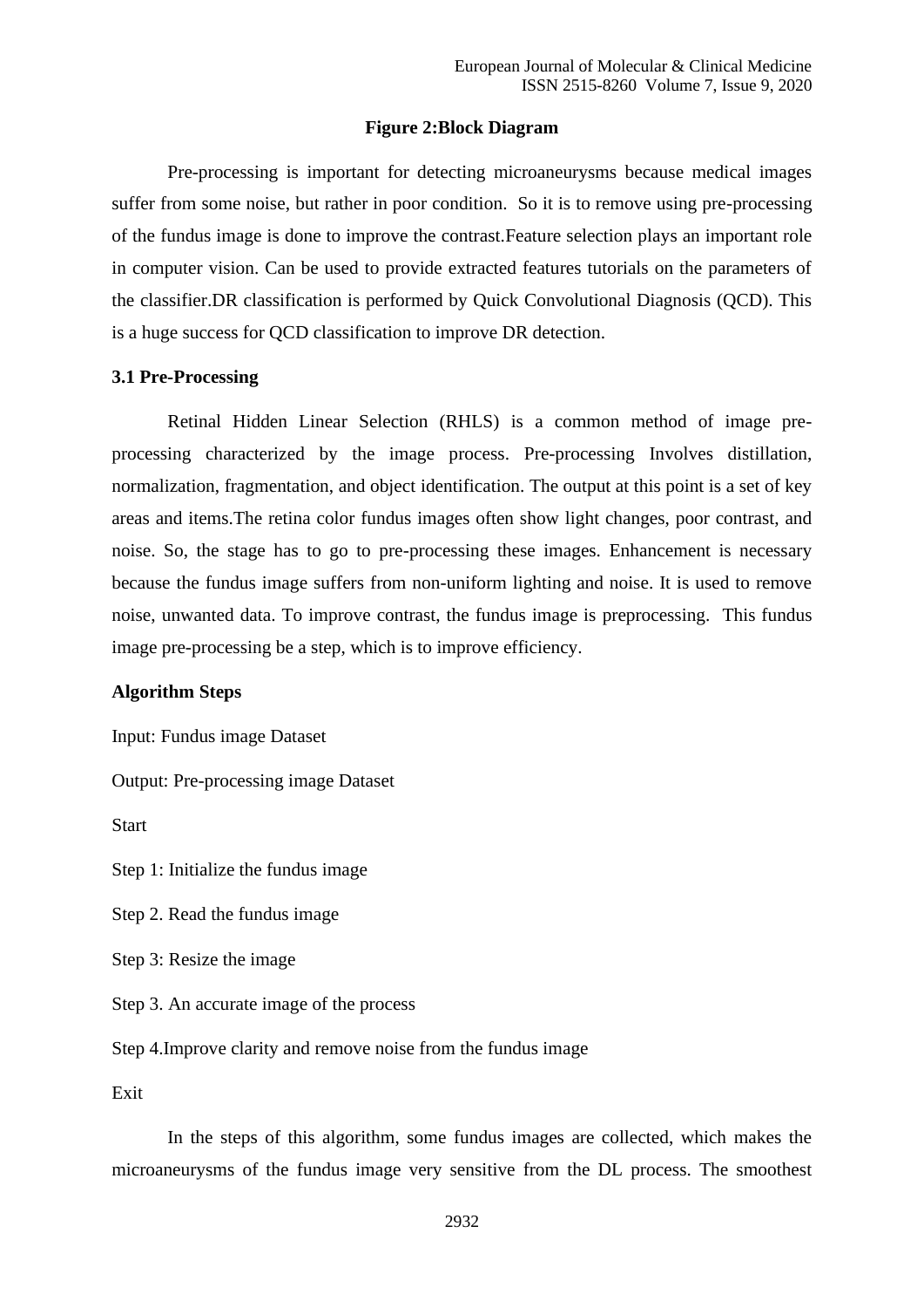**Figure 2:Block Diagram**

Pre-processing is important for detecting microaneurysms because medical images suffer from some noise, but rather in poor condition. So it is to remove using pre-processing of the fundus image is done to improve the contrast.Feature selection plays an important role in computer vision. Can be used to provide extracted features tutorials on the parameters of the classifier.DR classification is performed by Quick Convolutional Diagnosis (QCD). This is a huge success for QCD classification to improve DR detection.

### 3.1 Pre-Processing

Retinal Hidden Linear Selection (RHLS) is a common method of image pre-processing characterized by the image process. Pre-processing Involves distillation, normalization, fragmentation, and object identification. The output at this point is a set of key areas and items.The retina color fundus images often show light changes, poor contrast, and noise. So, the stage has to go to pre-processing these images. Enhancement is necessary because the fundus image suffers from non-uniform lighting and noise. It is used to remove noise, unwanted data. To improve contrast, the fundus image is preprocessing. This fundus image pre-processing be a step, which is to improve efficiency.

**Algorithm Steps**

Input: Fundus image Dataset

Output: Pre-processing image Dataset

Start

Step 1: Initialize the fundus image

Step 2. Read the fundus image

Step 3: Resize the image

Step 3. An accurate image of the process

Step 4.Improve clarity and remove noise from the fundus image

Exit

In the steps of this algorithm, some fundus images are collected, which makes the microaneurysms of the fundus image very sensitive from the DL process. The smoothest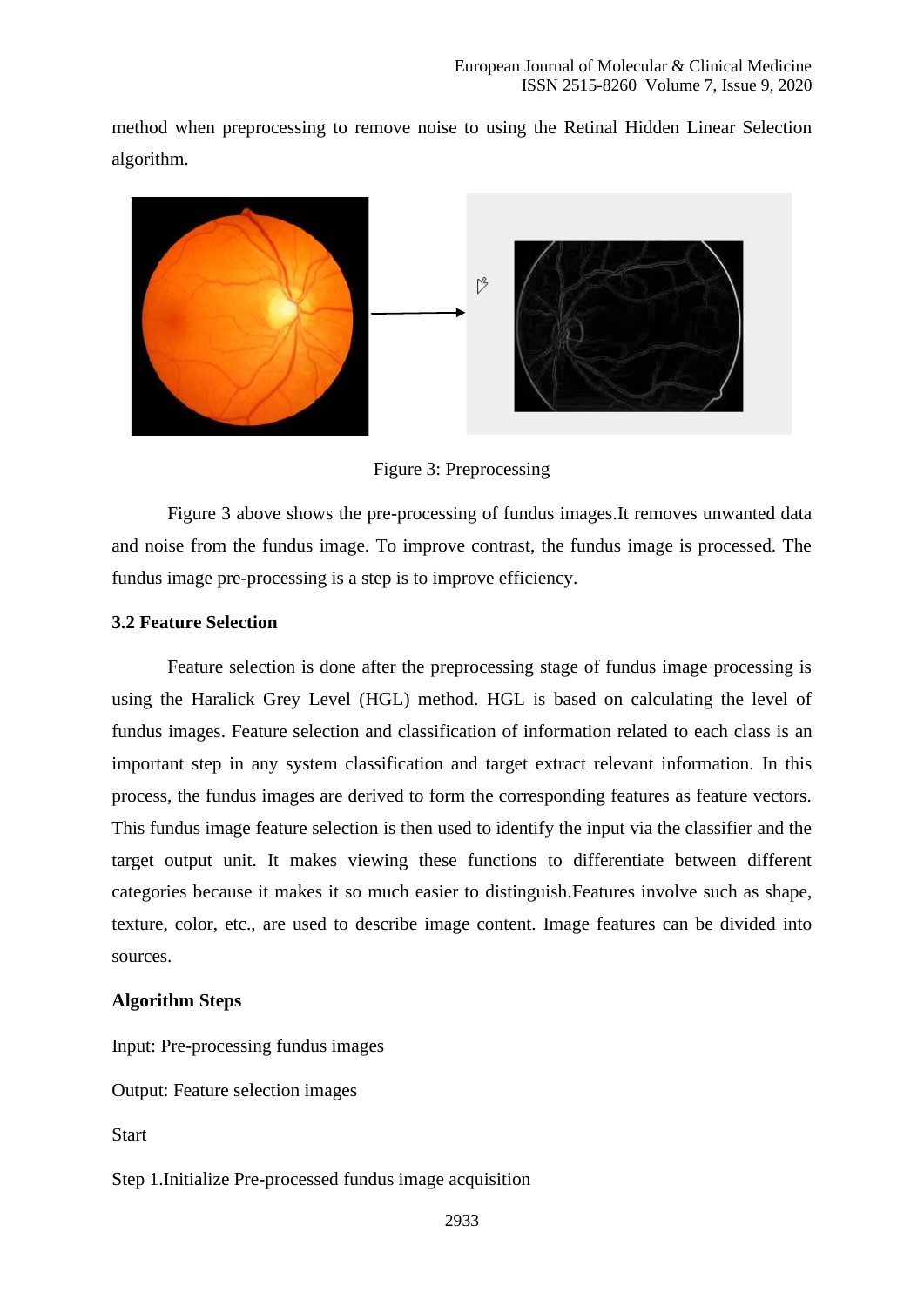method when preprocessing to remove noise to using the Retinal Hidden Linear Selection algorithm.

Figure 3: Preprocessing

Figure 3 above shows the pre-processing of fundus images.It removes unwanted data and noise from the fundus image. To improve contrast, the fundus image is processed. The fundus image pre-processing is a step is to improve efficiency.

### 3.2 Feature Selection

Feature selection is done after the preprocessing stage of fundus image processing is using the Haralick Grey Level (HGL) method. HGL is based on calculating the level of fundus images. Feature selection and classification of information related to each class is an important step in any system classification and target extract relevant information. In this process, the fundus images are derived to form the corresponding features as feature vectors. This fundus image feature selection is then used to identify the input via the classifier and the target output unit. It makes viewing these functions to differentiate between different categories because it makes it so much easier to distinguish.Features involve such as shape, texture, color, etc., are used to describe image content. Image features can be divided into sources.

**Algorithm Steps**

Input: Pre-processing fundus images

Output: Feature selection images

Start

Step 1.Initialize Pre-processed fundus image acquisition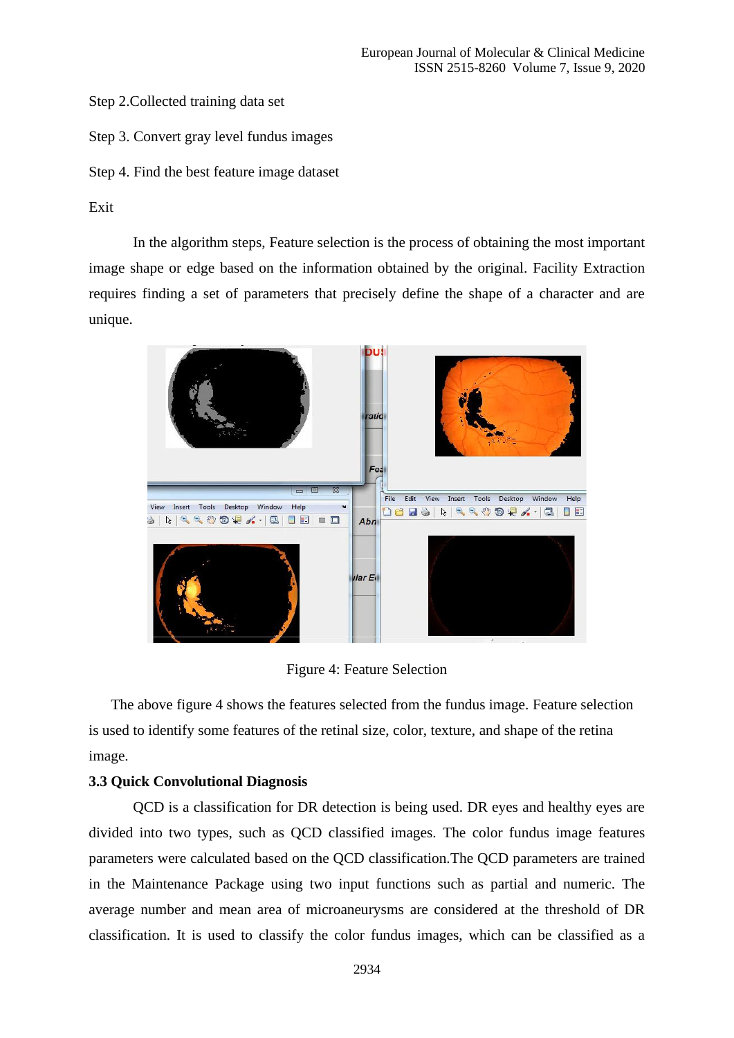Step 2.Collected training data set

Step 3. Convert gray level fundus images

Step 4. Find the best feature image dataset

Exit

In the algorithm steps, Feature selection is the process of obtaining the most important image shape or edge based on the information obtained by the original. Facility Extraction requires finding a set of parameters that precisely define the shape of a character and are unique.

Figure 4: Feature Selection

The above figure 4 shows the features selected from the fundus image. Feature selection is used to identify some features of the retinal size, color, texture, and shape of the retina image.

**3.3 Quick Convolutional Diagnosis**

QCD is a classification for DR detection is being used. DR eyes and healthy eyes are divided into two types, such as QCD classified images. The color fundus image features parameters were calculated based on the QCD classification.The QCD parameters are trained in the Maintenance Package using two input functions such as partial and numeric. The average number and mean area of microaneurysms are considered at the threshold of DR classification. It is used to classify the color fundus images, which can be classified as a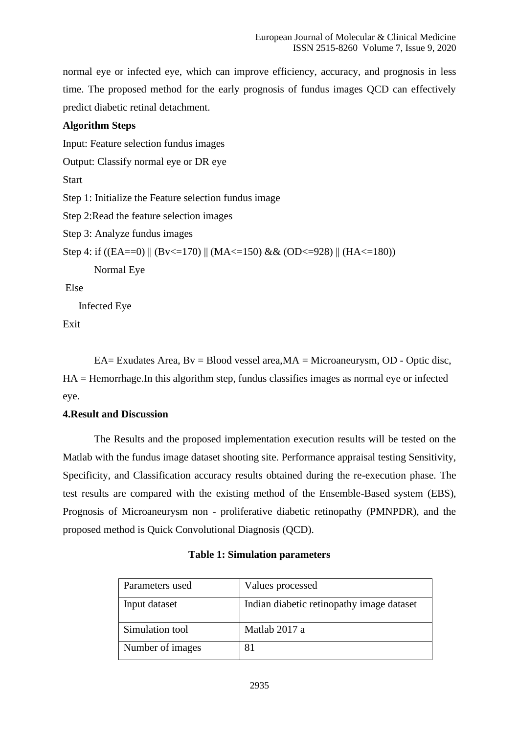normal eye or infected eye, which can improve efficiency, accuracy, and prognosis in less time. The proposed method for the early prognosis of fundus images QCD can effectively predict diabetic retinal detachment.

**Algorithm Steps**

Input: Feature selection fundus images

Output: Classify normal eye or DR eye

Start

Step 1: Initialize the Feature selection fundus image

Step 2:Read the feature selection images

Step 3: Analyze fundus images

Step 4: if ((EA==0) || (Bv<=170) || (MA<=150) && (OD<=928) || (HA<=180))

Normal Eye

Else

Infected Eye

Exit

EA= Exudates Area, Bv = Blood vessel area,MA = Microaneurysm, OD - Optic disc, HA = Hemorrhage.In this algorithm step, fundus classifies images as normal eye or infected eye.

## 4.Result and Discussion

The Results and the proposed implementation execution results will be tested on the Matlab with the fundus image dataset shooting site. Performance appraisal testing Sensitivity, Specificity, and Classification accuracy results obtained during the re-execution phase. The test results are compared with the existing method of the Ensemble-Based system (EBS), Prognosis of Microaneurysm non - proliferative diabetic retinopathy (PMNPDR), and the proposed method is Quick Convolutional Diagnosis (QCD).

**Table 1: Simulation parameters**

| Parameters used | Values processed |
|---|---|
| Input dataset | Indian diabetic retinopathy image dataset |
| Simulation tool | Matlab 2017 a |
| Number of images | 81 |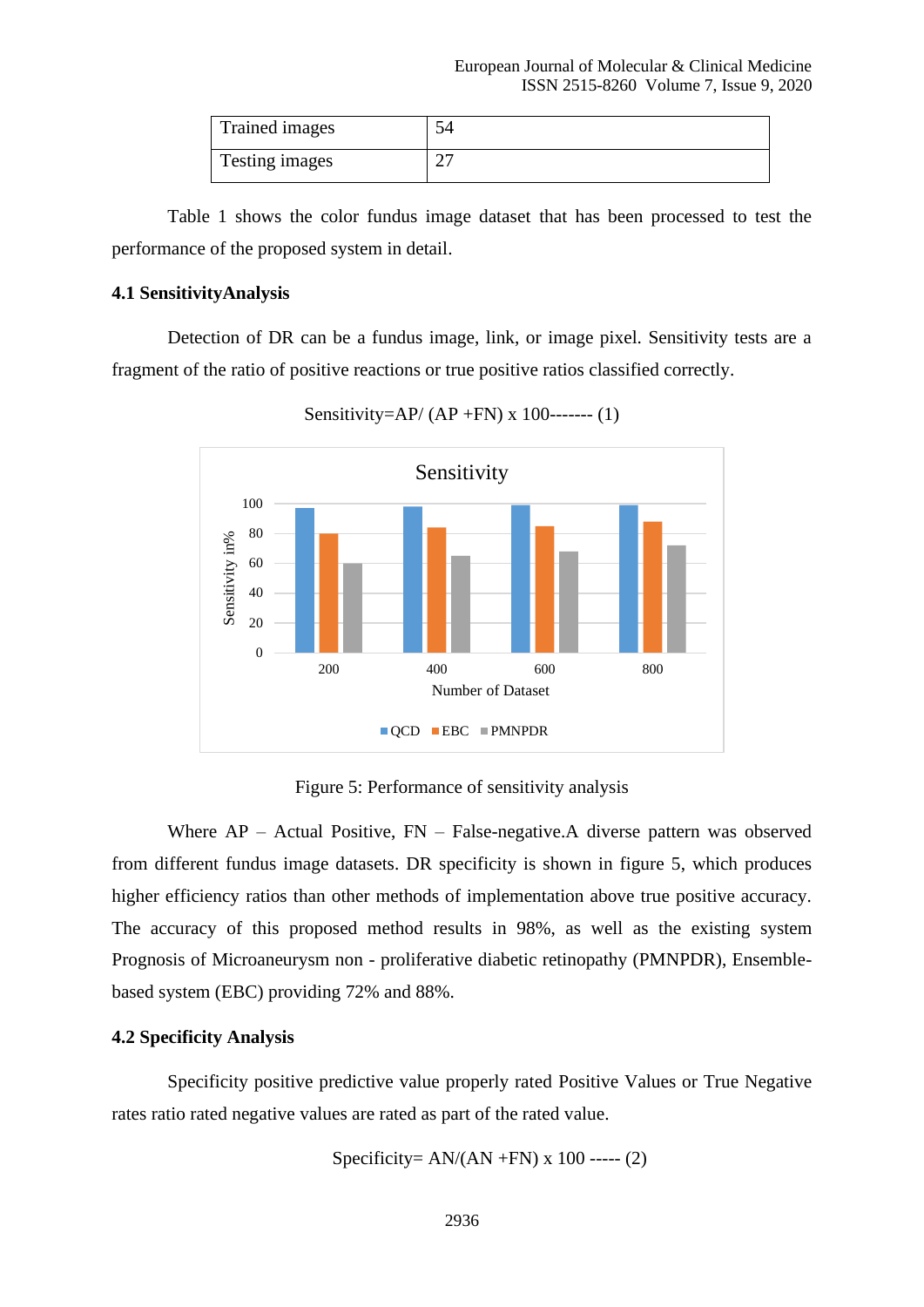| Trained images | 54 |
|---|---|
| Testing images | 27 |

Table 1 shows the color fundus image dataset that has been processed to test the performance of the proposed system in detail.

### 4.1 SensitivityAnalysis

Detection of DR can be a fundus image, link, or image pixel. Sensitivity tests are a fragment of the ratio of positive reactions or true positive ratios classified correctly.

$$Sensitivity=AP/ (AP +FN) \times 100 \text{------- } (1)$$

Figure 5: Performance of sensitivity analysis

Where AP – Actual Positive, FN – False-negative.A diverse pattern was observed from different fundus image datasets. DR specificity is shown in figure 5, which produces higher efficiency ratios than other methods of implementation above true positive accuracy. The accuracy of this proposed method results in 98%, as well as the existing system Prognosis of Microaneurysm non - proliferative diabetic retinopathy (PMNPDR), Ensemble-based system (EBC) providing 72% and 88%.

### 4.2 Specificity Analysis

Specificity positive predictive value properly rated Positive Values or True Negative rates ratio rated negative values are rated as part of the rated value.

$$Specificity= AN/(AN +FN) \times 100 \text{ ----- } (2)$$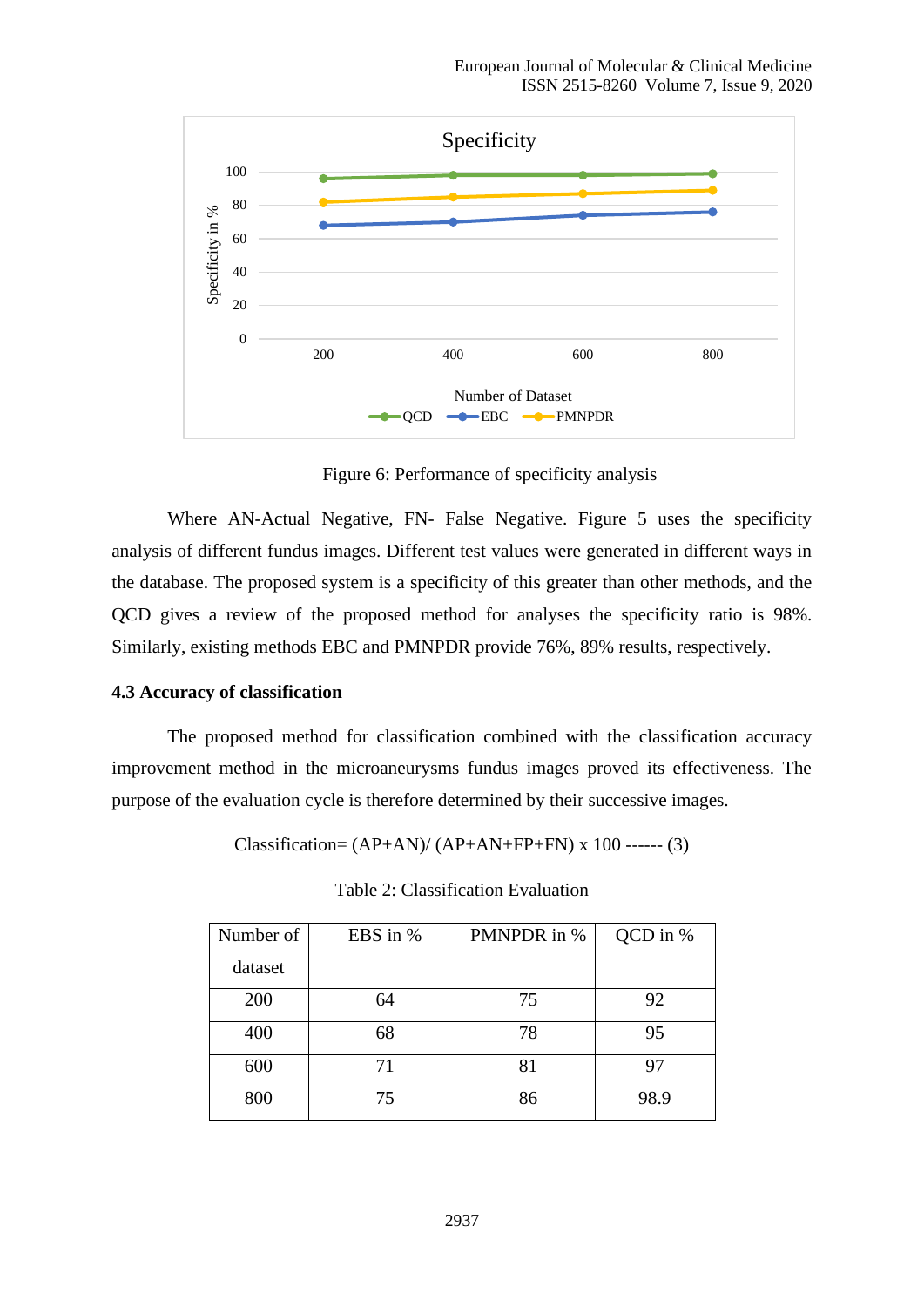Figure 6: Performance of specificity analysis

Where AN-Actual Negative, FN- False Negative. Figure 5 uses the specificity analysis of different fundus images. Different test values were generated in different ways in the database. The proposed system is a specificity of this greater than other methods, and the QCD gives a review of the proposed method for analyses the specificity ratio is 98%. Similarly, existing methods EBC and PMNPDR provide 76%, 89% results, respectively.

### 4.3 Accuracy of classification

The proposed method for classification combined with the classification accuracy improvement method in the microaneurysms fundus images proved its effectiveness. The purpose of the evaluation cycle is therefore determined by their successive images.

$$\text{Classification} = (AP+AN)/ (AP+AN+FP+FN) \times 100 \text{ ------ } (3)$$

Table 2: Classification Evaluation

| Number of dataset | EBS in % | PMNPDR in % | QCD in % |
|---|---|---|---|
| 200 | 64 | 75 | 92 |
| 400 | 68 | 78 | 95 |
| 600 | 71 | 81 | 97 |
| 800 | 75 | 86 | 98.9 |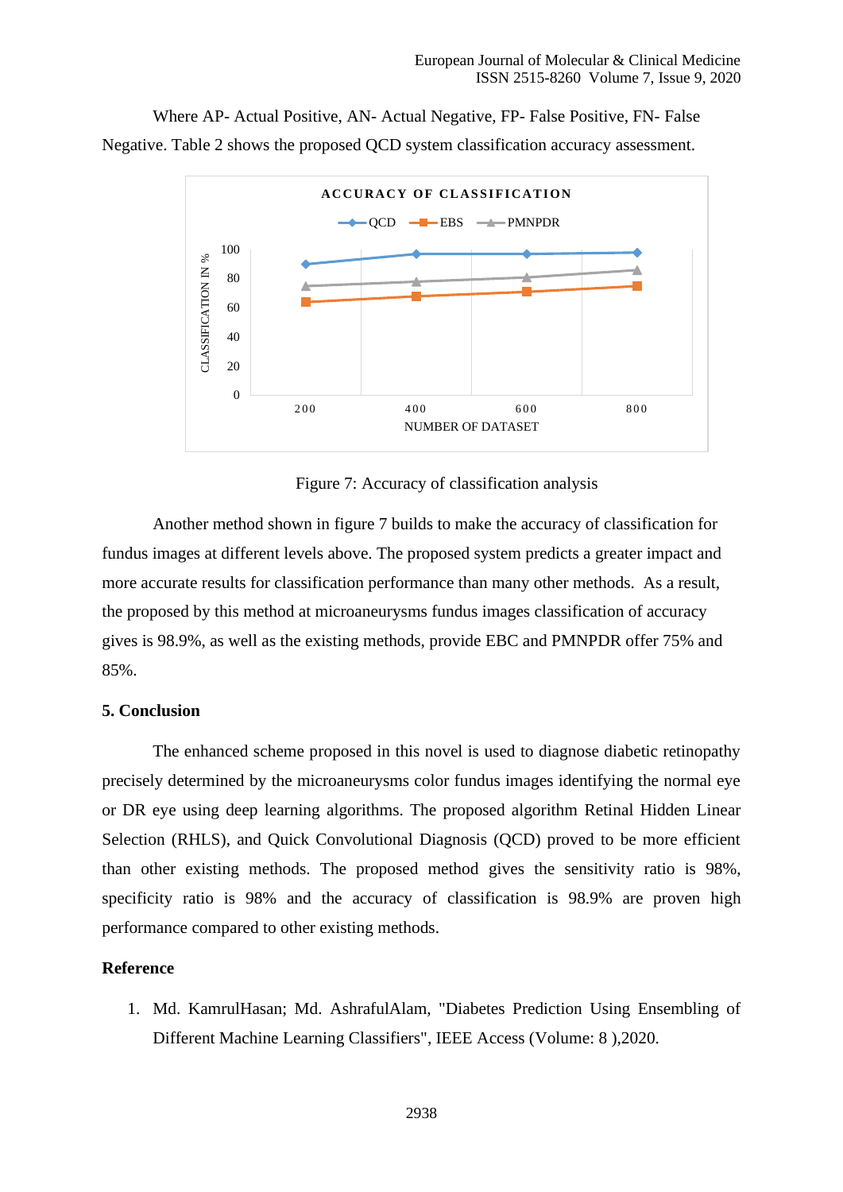Where AP- Actual Positive, AN- Actual Negative, FP- False Positive, FN- False Negative. Table 2 shows the proposed QCD system classification accuracy assessment.

Figure 7: Accuracy of classification analysis

Another method shown in figure 7 builds to make the accuracy of classification for fundus images at different levels above. The proposed system predicts a greater impact and more accurate results for classification performance than many other methods. As a result, the proposed by this method at microaneurysms fundus images classification of accuracy gives is 98.9%, as well as the existing methods, provide EBC and PMNPDR offer 75% and 85%.

## 5. Conclusion

The enhanced scheme proposed in this novel is used to diagnose diabetic retinopathy precisely determined by the microaneurysms color fundus images identifying the normal eye or DR eye using deep learning algorithms. The proposed algorithm Retinal Hidden Linear Selection (RHLS), and Quick Convolutional Diagnosis (QCD) proved to be more efficient than other existing methods. The proposed method gives the sensitivity ratio is 98%, specificity ratio is 98% and the accuracy of classification is 98.9% are proven high performance compared to other existing methods.

## Reference

1. Md. KamrulHasan; Md. AshrafulAlam, "Diabetes Prediction Using Ensembling of Different Machine Learning Classifiers", IEEE Access (Volume: 8 ),2020.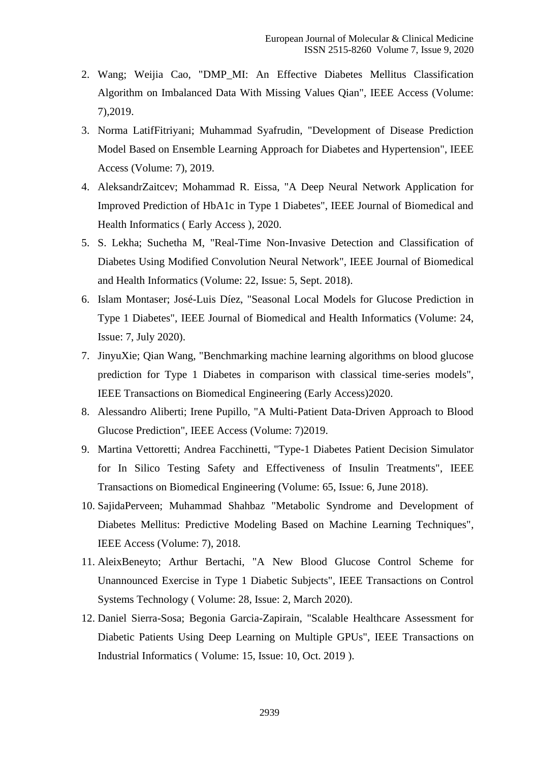2. Wang; Weijia Cao, "DMP_MI: An Effective Diabetes Mellitus Classification Algorithm on Imbalanced Data With Missing Values Qian", IEEE Access (Volume: 7),2019.
3. Norma LatifFitriyani; Muhammad Syafrudin, "Development of Disease Prediction Model Based on Ensemble Learning Approach for Diabetes and Hypertension", IEEE Access (Volume: 7), 2019.
4. AleksandrZaitcev; Mohammad R. Eissa, "A Deep Neural Network Application for Improved Prediction of HbA1c in Type 1 Diabetes", IEEE Journal of Biomedical and Health Informatics ( Early Access ), 2020.
5. S. Lekha; Suchetha M, "Real-Time Non-Invasive Detection and Classification of Diabetes Using Modified Convolution Neural Network", IEEE Journal of Biomedical and Health Informatics (Volume: 22, Issue: 5, Sept. 2018).
6. Islam Montaser; José-Luis Díez, "Seasonal Local Models for Glucose Prediction in Type 1 Diabetes", IEEE Journal of Biomedical and Health Informatics (Volume: 24, Issue: 7, July 2020).
7. JinyuXie; Qian Wang, "Benchmarking machine learning algorithms on blood glucose prediction for Type 1 Diabetes in comparison with classical time-series models", IEEE Transactions on Biomedical Engineering (Early Access)2020.
8. Alessandro Aliberti; Irene Pupillo, "A Multi-Patient Data-Driven Approach to Blood Glucose Prediction", IEEE Access (Volume: 7)2019.
9. Martina Vettoretti; Andrea Facchinetti, "Type-1 Diabetes Patient Decision Simulator for In Silico Testing Safety and Effectiveness of Insulin Treatments", IEEE Transactions on Biomedical Engineering (Volume: 65, Issue: 6, June 2018).
10. SajidaPerveen; Muhammad Shahbaz "Metabolic Syndrome and Development of Diabetes Mellitus: Predictive Modeling Based on Machine Learning Techniques", IEEE Access (Volume: 7), 2018.
11. AleixBeneyto; Arthur Bertachi, "A New Blood Glucose Control Scheme for Unannounced Exercise in Type 1 Diabetic Subjects", IEEE Transactions on Control Systems Technology ( Volume: 28, Issue: 2, March 2020).
12. Daniel Sierra-Sosa; Begonia Garcia-Zapirain, "Scalable Healthcare Assessment for Diabetic Patients Using Deep Learning on Multiple GPUs", IEEE Transactions on Industrial Informatics ( Volume: 15, Issue: 10, Oct. 2019 ).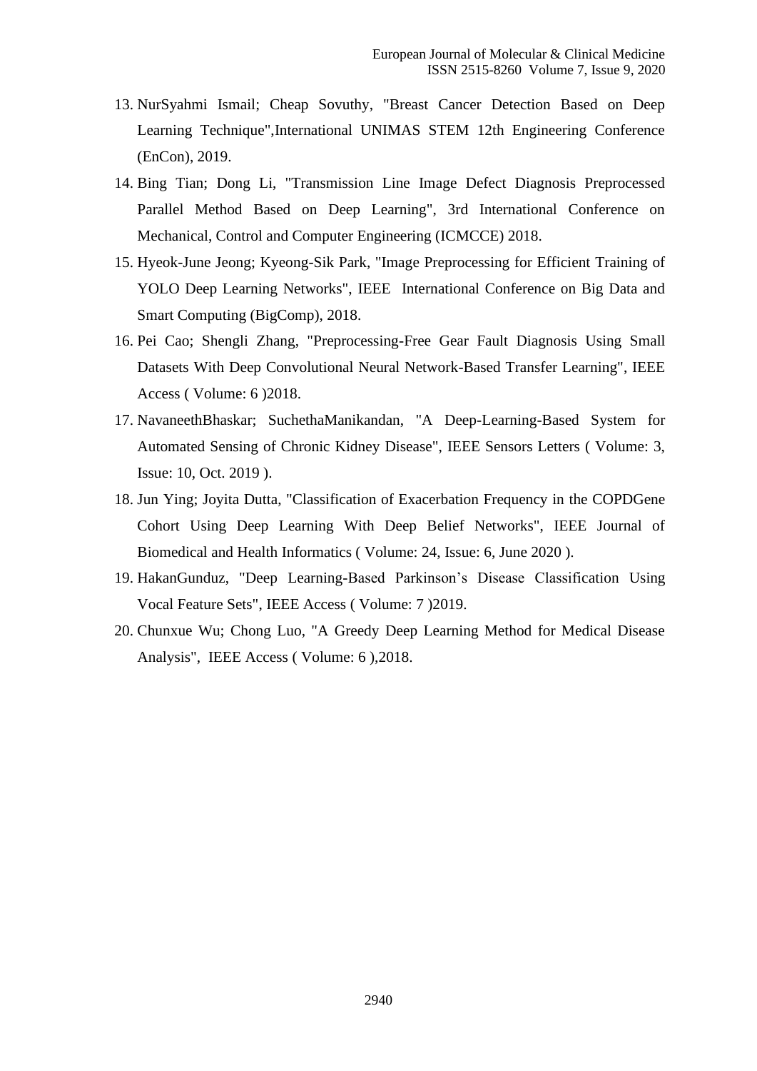13. NurSyahmi Ismail; Cheap Sovuthy, "Breast Cancer Detection Based on Deep Learning Technique",International UNIMAS STEM 12th Engineering Conference (EnCon), 2019.
14. Bing Tian; Dong Li, "Transmission Line Image Defect Diagnosis Preprocessed Parallel Method Based on Deep Learning", 3rd International Conference on Mechanical, Control and Computer Engineering (ICMCCE) 2018.
15. Hyeok-June Jeong; Kyeong-Sik Park, "Image Preprocessing for Efficient Training of YOLO Deep Learning Networks", IEEE International Conference on Big Data and Smart Computing (BigComp), 2018.
16. Pei Cao; Shengli Zhang, "Preprocessing-Free Gear Fault Diagnosis Using Small Datasets With Deep Convolutional Neural Network-Based Transfer Learning", IEEE Access ( Volume: 6 )2018.
17. NavaneethBhaskar; SuchethaManikandan, "A Deep-Learning-Based System for Automated Sensing of Chronic Kidney Disease", IEEE Sensors Letters ( Volume: 3, Issue: 10, Oct. 2019 ).
18. Jun Ying; Joyita Dutta, "Classification of Exacerbation Frequency in the COPDGene Cohort Using Deep Learning With Deep Belief Networks", IEEE Journal of Biomedical and Health Informatics ( Volume: 24, Issue: 6, June 2020 ).
19. HakanGunduz, "Deep Learning-Based Parkinson's Disease Classification Using Vocal Feature Sets", IEEE Access ( Volume: 7 )2019.
20. Chunxue Wu; Chong Luo, "A Greedy Deep Learning Method for Medical Disease Analysis", IEEE Access ( Volume: 6 ),2018.